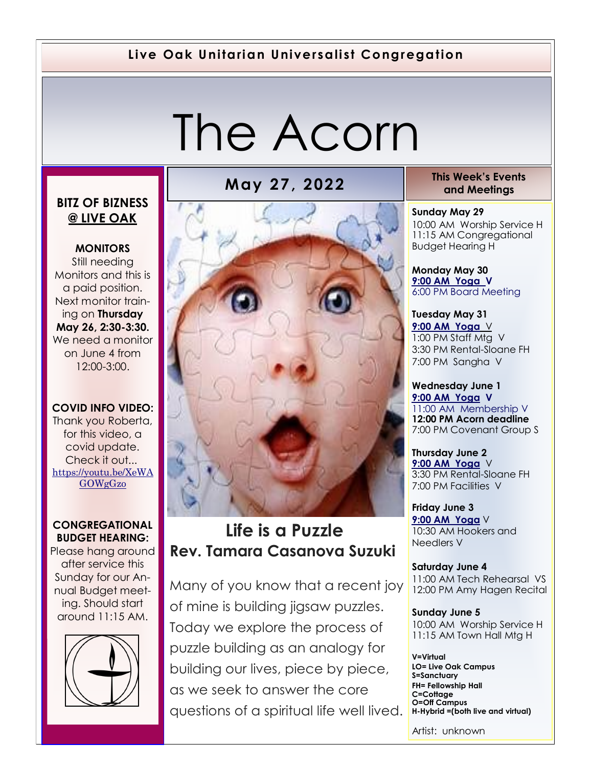**Live Oak Unitarian Universalist Congregation**

# The Acorn

## May 27, 2022

## Life is a Puzzle
## Rev. Tamara Casanova Suzuki

Many of you know that a recent joy of mine is building jigsaw puzzles. Today we explore the process of puzzle building as an analogy for building our lives, piece by piece, as we seek to answer the core questions of a spiritual life well lived.

### BITZ OF BIZNESS @ LIVE OAK

**MONITORS**

Still needing Monitors and this is a paid position. Next monitor training on **Thursday May 26, 2:30-3:30.** We need a monitor on June 4 from 12:00-3:00.

**COVID INFO VIDEO:**

Thank you Roberta, for this video, a covid update. Check it out... https://youtu.be/XeWAGOWgGzo

**CONGREGATIONAL BUDGET HEARING:**

Please hang around after service this Sunday for our Annual Budget meeting. Should start around 11:15 AM.

### This Week's Events and Meetings

**Sunday May 29**
10:00 AM Worship Service H
11:15 AM Congregational Budget Hearing H

**Monday May 30**
**9:00 AM Yoga V**
6:00 PM Board Meeting

**Tuesday May 31**
**9:00 AM Yoga** V
1:00 PM Staff Mtg V
3:30 PM Rental-Sloane FH
7:00 PM Sangha V

**Wednesday June 1**
**9:00 AM Yoga V**
11:00 AM Membership V
**12:00 PM Acorn deadline**
7:00 PM Covenant Group S

**Thursday June 2**
**9:00 AM Yoga** V
3:30 PM Rental-Sloane FH
7:00 PM Facilities V

**Friday June 3**
**9:00 AM Yoga** V
10:30 AM Hookers and Needlers V

**Saturday June 4**
11:00 AM Tech Rehearsal VS
12:00 PM Amy Hagen Recital

**Sunday June 5**
10:00 AM Worship Service H
11:15 AM Town Hall Mtg H

**V=Virtual**
**LO= Live Oak Campus**
**S=Sanctuary**
**FH= Fellowship Hall**
**C=Cottage**
**O=Off Campus**
**H-Hybrid =(both live and virtual)**

Artist: unknown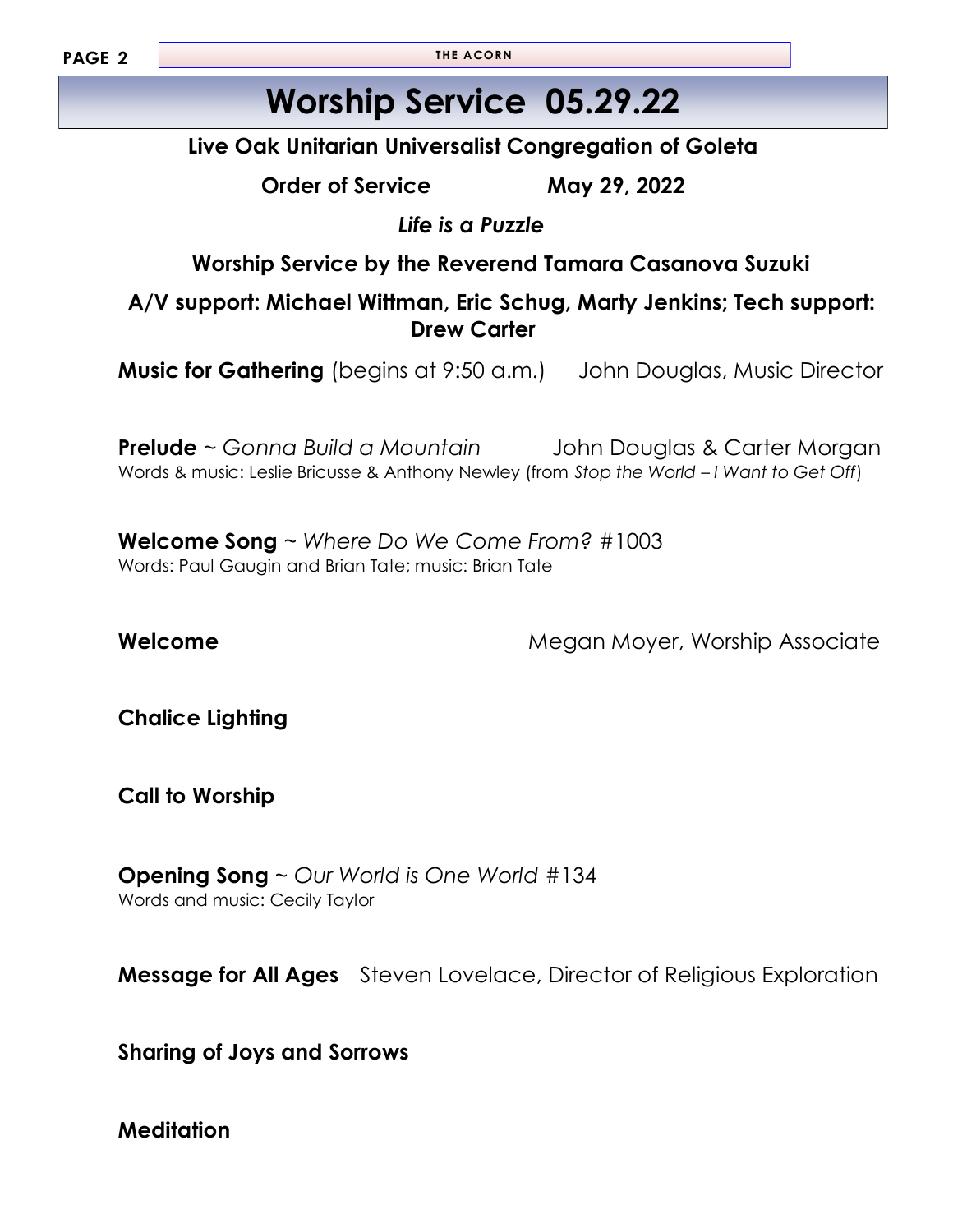# Worship Service 05.29.22

**Live Oak Unitarian Universalist Congregation of Goleta**

**Order of Service** **May 29, 2022**

***Life is a Puzzle***

**Worship Service by the Reverend Tamara Casanova Suzuki**

**A/V support: Michael Wittman, Eric Schug, Marty Jenkins; Tech support: Drew Carter**

**Music for Gathering** (begins at 9:50 a.m.) John Douglas, Music Director

**Prelude** ~ *Gonna Build a Mountain* John Douglas & Carter Morgan
Words & music: Leslie Bricusse & Anthony Newley (from *Stop the World – I Want to Get Off*)

**Welcome Song** ~ *Where Do We Come From?* #1003
Words: Paul Gaugin and Brian Tate; music: Brian Tate

**Welcome** Megan Moyer, Worship Associate

**Chalice Lighting**

**Call to Worship**

**Opening Song** ~ *Our World is One World* #134
Words and music: Cecily Taylor

**Message for All Ages** Steven Lovelace, Director of Religious Exploration

**Sharing of Joys and Sorrows**

**Meditation**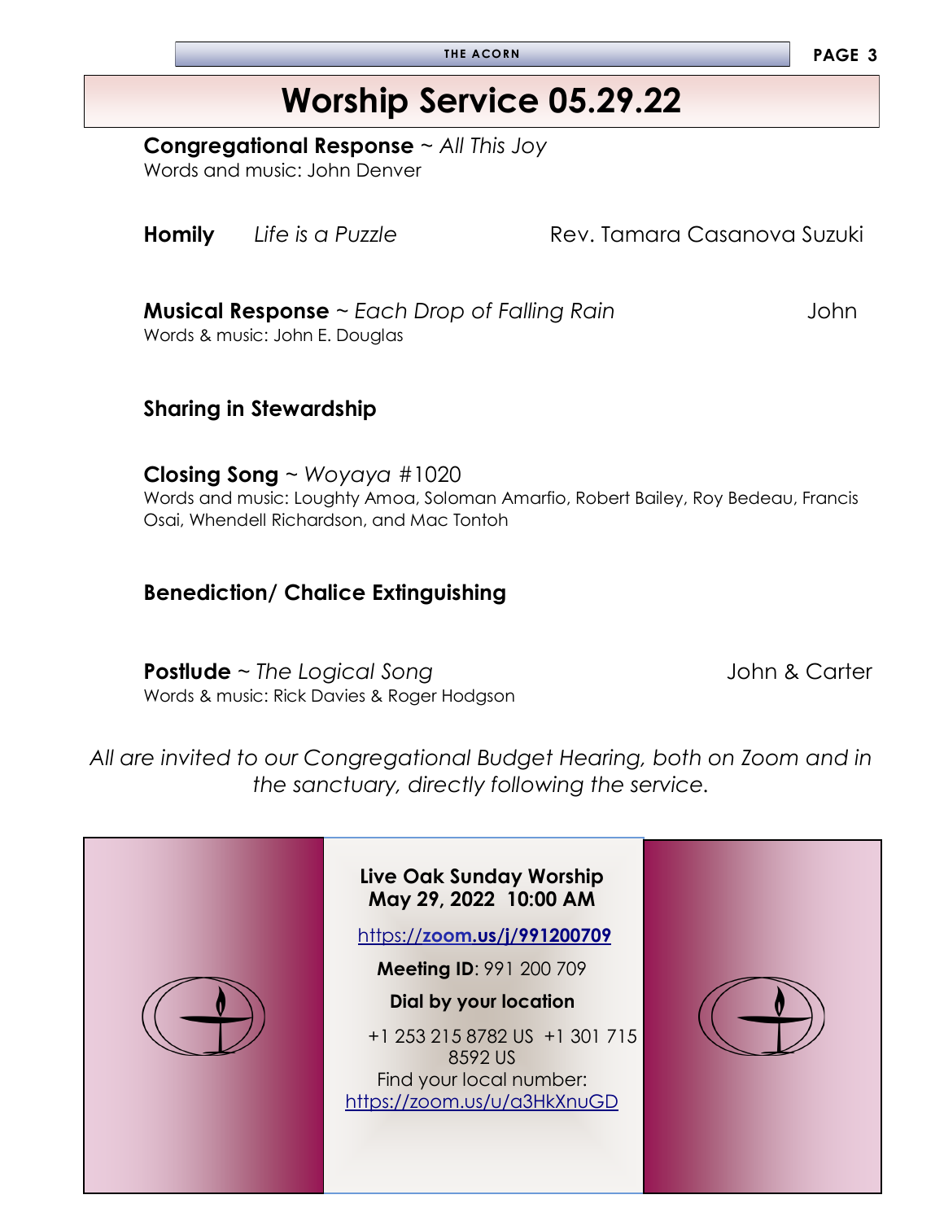# Worship Service 05.29.22

**Congregational Response** ~ *All This Joy*
Words and music: John Denver

**Homily** *Life is a Puzzle* Rev. Tamara Casanova Suzuki

**Musical Response** ~ *Each Drop of Falling Rain* John
Words & music: John E. Douglas

**Sharing in Stewardship**

**Closing Song** ~ *Woyaya* #1020
Words and music: Loughty Amoa, Soloman Amarfio, Robert Bailey, Roy Bedeau, Francis Osai, Whendell Richardson, and Mac Tontoh

**Benediction/ Chalice Extinguishing**

**Postlude** ~ *The Logical Song* John & Carter
Words & music: Rick Davies & Roger Hodgson

*All are invited to our Congregational Budget Hearing, both on Zoom and in the sanctuary, directly following the service.*

**Live Oak Sunday Worship**
**May 29, 2022 10:00 AM**

https://**zoom.us/j/991200709**

**Meeting ID**: 991 200 709

**Dial by your location**

+1 253 215 8782 US +1 301 715 8592 US

Find your local number:
https://zoom.us/u/a3HkXnuGD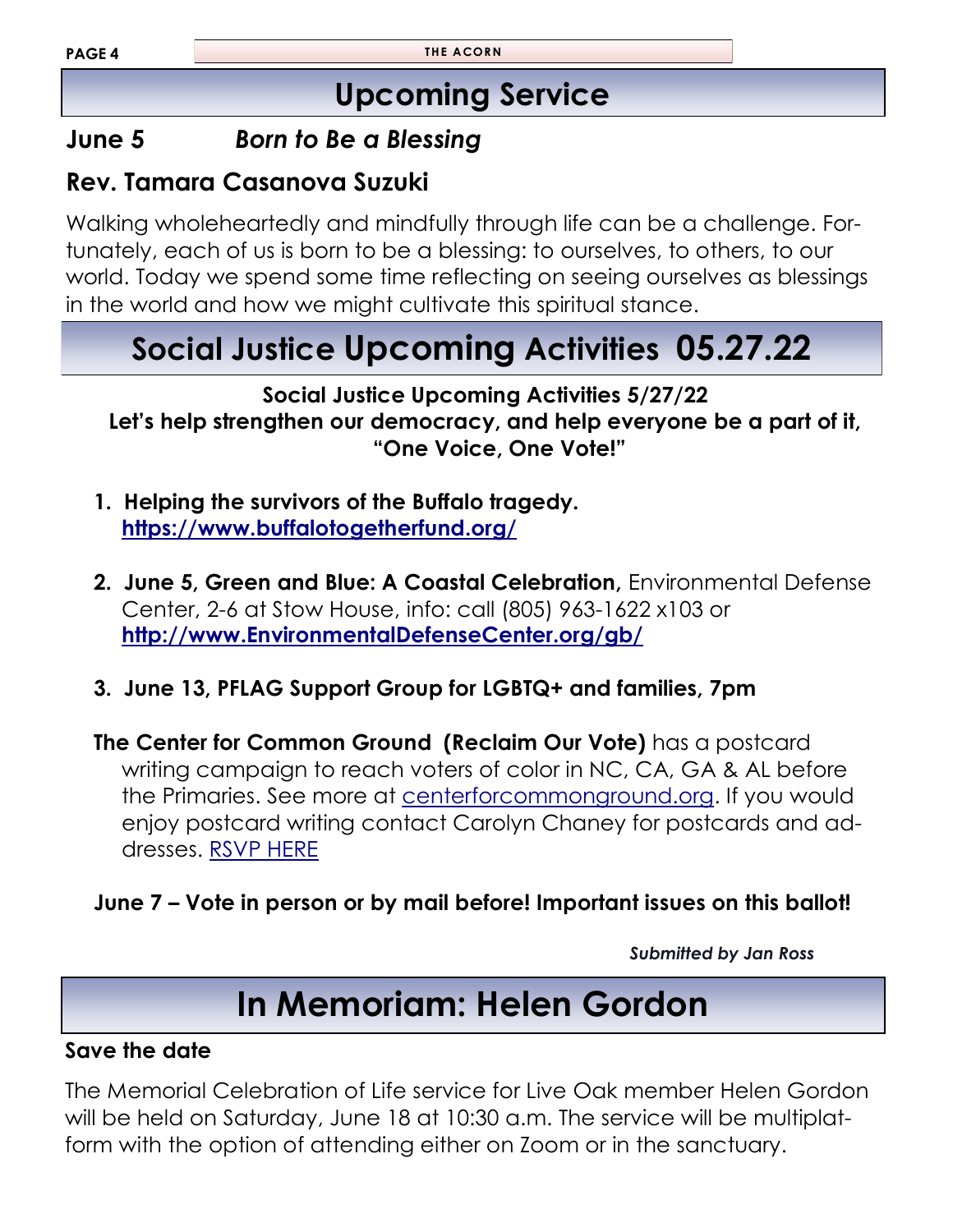## Upcoming Service

### June 5 *Born to Be a Blessing*

### Rev. Tamara Casanova Suzuki

Walking wholeheartedly and mindfully through life can be a challenge. Fortunately, each of us is born to be a blessing: to ourselves, to others, to our world. Today we spend some time reflecting on seeing ourselves as blessings in the world and how we might cultivate this spiritual stance.

## Social Justice Upcoming Activities 05.27.22

**Social Justice Upcoming Activities 5/27/22**
**Let's help strengthen our democracy, and help everyone be a part of it, "One Voice, One Vote!"**

1. **Helping the survivors of the Buffalo tragedy.** **https://www.buffalotogetherfund.org/**
2. **June 5, Green and Blue: A Coastal Celebration,** Environmental Defense Center, 2-6 at Stow House, info: call (805) 963-1622 x103 or **http://www.EnvironmentalDefenseCenter.org/gb/**
3. **June 13, PFLAG Support Group for LGBTQ+ and families, 7pm**

**The Center for Common Ground (Reclaim Our Vote)** has a postcard writing campaign to reach voters of color in NC, CA, GA & AL before the Primaries. See more at centerforcommonground.org. If you would enjoy postcard writing contact Carolyn Chaney for postcards and addresses. RSVP HERE

**June 7 – Vote in person or by mail before! Important issues on this ballot!**

***Submitted by Jan Ross***

## In Memoriam: Helen Gordon

**Save the date**

The Memorial Celebration of Life service for Live Oak member Helen Gordon will be held on Saturday, June 18 at 10:30 a.m. The service will be multiplatform with the option of attending either on Zoom or in the sanctuary.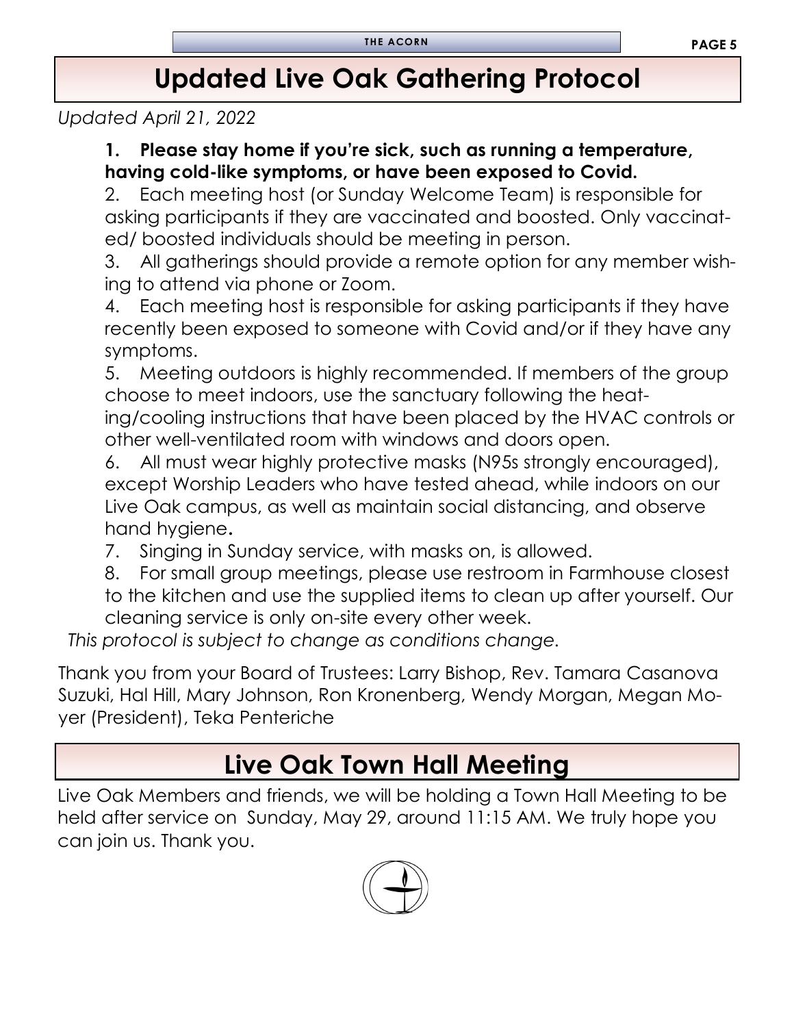# Updated Live Oak Gathering Protocol

*Updated April 21, 2022*

1. **Please stay home if you're sick, such as running a temperature, having cold-like symptoms, or have been exposed to Covid.**
2. Each meeting host (or Sunday Welcome Team) is responsible for asking participants if they are vaccinated and boosted. Only vaccinated/ boosted individuals should be meeting in person.
3. All gatherings should provide a remote option for any member wishing to attend via phone or Zoom.
4. Each meeting host is responsible for asking participants if they have recently been exposed to someone with Covid and/or if they have any symptoms.
5. Meeting outdoors is highly recommended. If members of the group choose to meet indoors, use the sanctuary following the heating/cooling instructions that have been placed by the HVAC controls or other well-ventilated room with windows and doors open.
6. All must wear highly protective masks (N95s strongly encouraged), except Worship Leaders who have tested ahead, while indoors on our Live Oak campus, as well as maintain social distancing, and observe hand hygiene**.**
7. Singing in Sunday service, with masks on, is allowed.
8. For small group meetings, please use restroom in Farmhouse closest to the kitchen and use the supplied items to clean up after yourself. Our cleaning service is only on-site every other week.

*This protocol is subject to change as conditions change.*

Thank you from your Board of Trustees: Larry Bishop, Rev. Tamara Casanova Suzuki, Hal Hill, Mary Johnson, Ron Kronenberg, Wendy Morgan, Megan Moyer (President), Teka Penteriche

# Live Oak Town Hall Meeting

Live Oak Members and friends, we will be holding a Town Hall Meeting to be held after service on Sunday, May 29, around 11:15 AM. We truly hope you can join us. Thank you.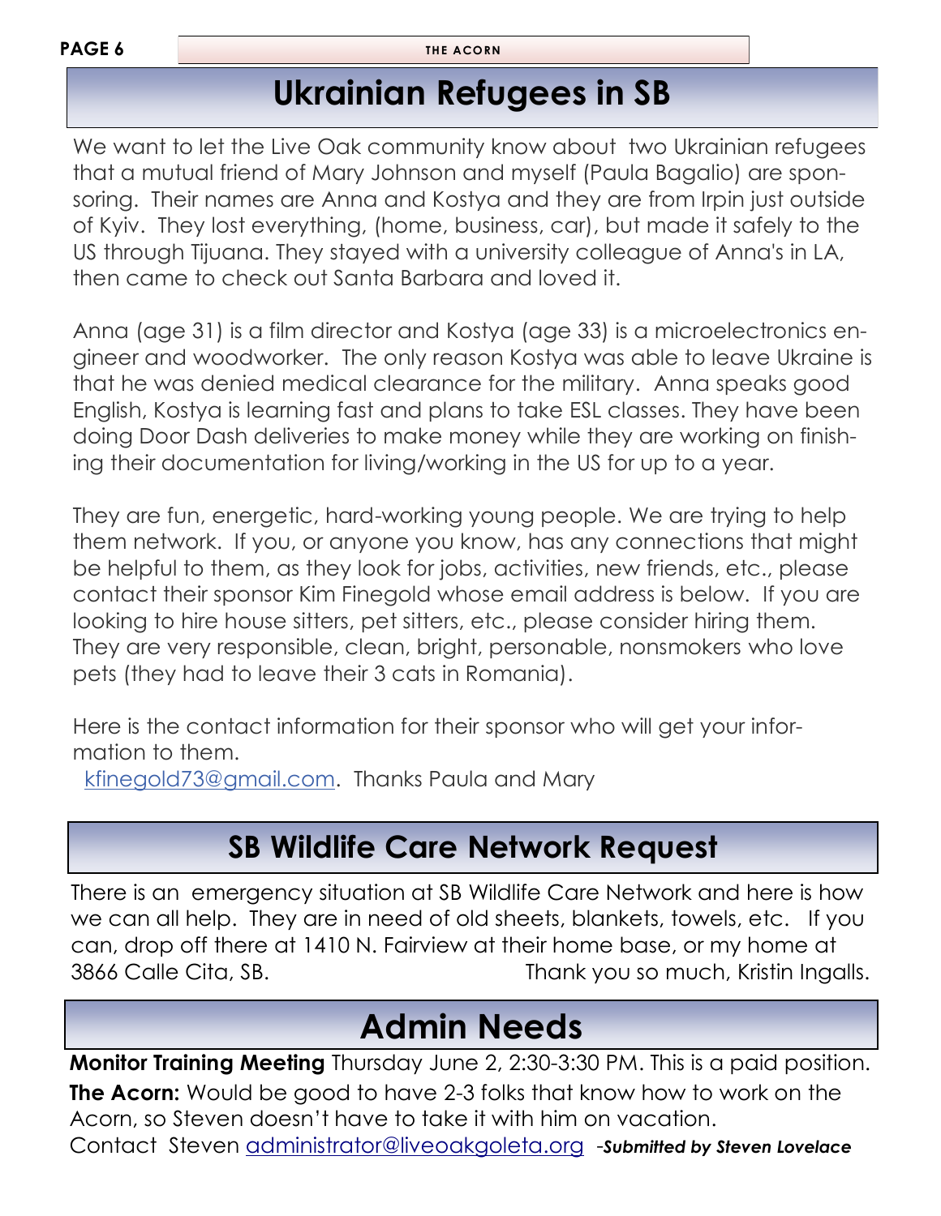# Ukrainian Refugees in SB

We want to let the Live Oak community know about two Ukrainian refugees that a mutual friend of Mary Johnson and myself (Paula Bagalio) are sponsoring. Their names are Anna and Kostya and they are from Irpin just outside of Kyiv. They lost everything, (home, business, car), but made it safely to the US through Tijuana. They stayed with a university colleague of Anna's in LA, then came to check out Santa Barbara and loved it.

Anna (age 31) is a film director and Kostya (age 33) is a microelectronics engineer and woodworker. The only reason Kostya was able to leave Ukraine is that he was denied medical clearance for the military. Anna speaks good English, Kostya is learning fast and plans to take ESL classes. They have been doing Door Dash deliveries to make money while they are working on finishing their documentation for living/working in the US for up to a year.

They are fun, energetic, hard-working young people. We are trying to help them network. If you, or anyone you know, has any connections that might be helpful to them, as they look for jobs, activities, new friends, etc., please contact their sponsor Kim Finegold whose email address is below. If you are looking to hire house sitters, pet sitters, etc., please consider hiring them. They are very responsible, clean, bright, personable, nonsmokers who love pets (they had to leave their 3 cats in Romania).

Here is the contact information for their sponsor who will get your information to them.

kfinegold73@gmail.com. Thanks Paula and Mary

# SB Wildlife Care Network Request

There is an emergency situation at SB Wildlife Care Network and here is how we can all help. They are in need of old sheets, blankets, towels, etc. If you can, drop off there at 1410 N. Fairview at their home base, or my home at 3866 Calle Cita, SB. Thank you so much, Kristin Ingalls.

# Admin Needs

**Monitor Training Meeting** Thursday June 2, 2:30-3:30 PM. This is a paid position.

**The Acorn:** Would be good to have 2-3 folks that know how to work on the Acorn, so Steven doesn't have to take it with him on vacation.

Contact Steven administrator@liveoakgoleta.org -***Submitted by Steven Lovelace***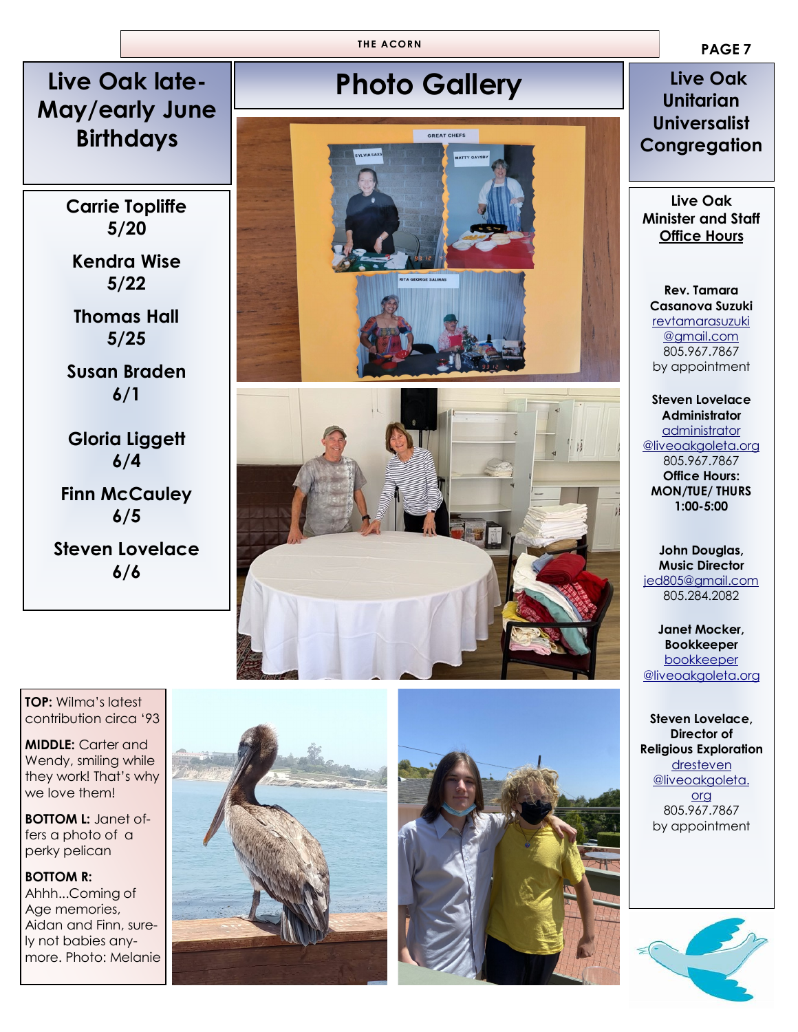## Live Oak late-May/early June Birthdays

**Carrie Topliffe**
**5/20**

**Kendra Wise**
**5/22**

**Thomas Hall**
**5/25**

**Susan Braden**
**6/1**

**Gloria Liggett**
**6/4**

**Finn McCauley**
**6/5**

**Steven Lovelace**
**6/6**

# Photo Gallery

**TOP:** Wilma's latest contribution circa '93

**MIDDLE:** Carter and Wendy, smiling while they work! That's why we love them!

**BOTTOM L:** Janet offers a photo of a perky pelican

**BOTTOM R:** Ahhh...Coming of Age memories, Aidan and Finn, surely not babies anymore. Photo: Melanie

## Live Oak Unitarian Universalist Congregation

**Live Oak Minister and Staff Office Hours**

**Rev. Tamara Casanova Suzuki**
revtamarasuzuki@gmail.com
805.967.7867
by appointment

**Steven Lovelace**
**Administrator**
administrator@liveoakgoleta.org
805.967.7867
**Office Hours:**
**MON/TUE/ THURS**
**1:00-5:00**

**John Douglas, Music Director**
jed805@gmail.com
805.284.2082

**Janet Mocker, Bookkeeper**
bookkeeper@liveoakgoleta.org

**Steven Lovelace, Director of Religious Exploration**
dresteven@liveoakgoleta.org
805.967.7867
by appointment